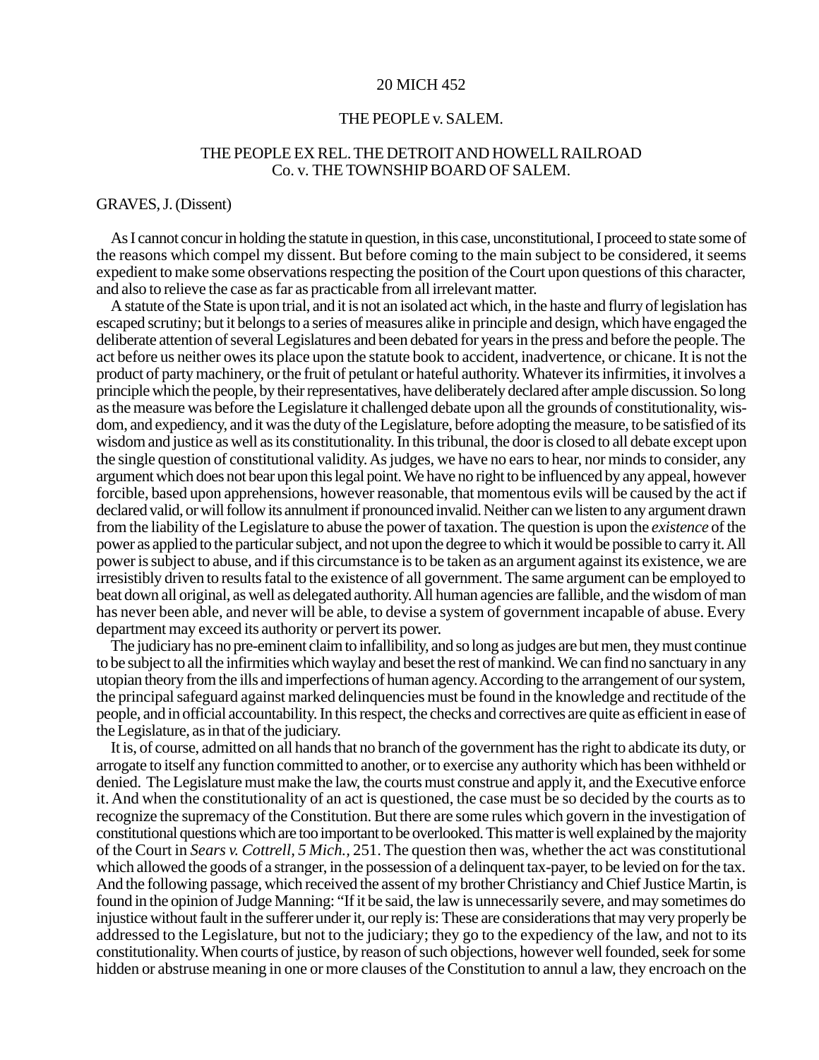20 MICH 452

THE PEOPLE v. SALEM.

THE PEOPLE EX REL. THE DETROIT AND HOWELL RAILROAD Co. v. THE TOWNSHIP BOARD OF SALEM.

GRAVES, J. (Dissent)

As I cannot concur in holding the statute in question, in this case, unconstitutional, I proceed to state some of the reasons which compel my dissent. But before coming to the main subject to be considered, it seems expedient to make some observations respecting the position of the Court upon questions of this character, and also to relieve the case as far as practicable from all irrelevant matter.

A statute of the State is upon trial, and it is not an isolated act which, in the haste and flurry of legislation has escaped scrutiny; but it belongs to a series of measures alike in principle and design, which have engaged the deliberate attention of several Legislatures and been debated for years in the press and before the people. The act before us neither owes its place upon the statute book to accident, inadvertence, or chicane. It is not the product of party machinery, or the fruit of petulant or hateful authority. Whatever its infirmities, it involves a principle which the people, by their representatives, have deliberately declared after ample discussion. So long as the measure was before the Legislature it challenged debate upon all the grounds of constitutionality, wisdom, and expediency, and it was the duty of the Legislature, before adopting the measure, to be satisfied of its wisdom and justice as well as its constitutionality. In this tribunal, the door is closed to all debate except upon the single question of constitutional validity. As judges, we have no ears to hear, nor minds to consider, any argument which does not bear upon this legal point. We have no right to be influenced by any appeal, however forcible, based upon apprehensions, however reasonable, that momentous evils will be caused by the act if declared valid, or will follow its annulment if pronounced invalid. Neither can we listen to any argument drawn from the liability of the Legislature to abuse the power of taxation. The question is upon the *existence* of the power as applied to the particular subject, and not upon the degree to which it would be possible to carry it. All power is subject to abuse, and if this circumstance is to be taken as an argument against its existence, we are irresistibly driven to results fatal to the existence of all government. The same argument can be employed to beat down all original, as well as delegated authority. All human agencies are fallible, and the wisdom of man has never been able, and never will be able, to devise a system of government incapable of abuse. Every department may exceed its authority or pervert its power.

The judiciary has no pre-eminent claim to infallibility, and so long as judges are but men, they must continue to be subject to all the infirmities which waylay and beset the rest of mankind. We can find no sanctuary in any utopian theory from the ills and imperfections of human agency. According to the arrangement of our system, the principal safeguard against marked delinquencies must be found in the knowledge and rectitude of the people, and in official accountability. In this respect, the checks and correctives are quite as efficient in ease of the Legislature, as in that of the judiciary.

It is, of course, admitted on all hands that no branch of the government has the right to abdicate its duty, or arrogate to itself any function committed to another, or to exercise any authority which has been withheld or denied. The Legislature must make the law, the courts must construe and apply it, and the Executive enforce it. And when the constitutionality of an act is questioned, the case must be so decided by the courts as to recognize the supremacy of the Constitution. But there are some rules which govern in the investigation of constitutional questions which are too important to be overlooked. This matter is well explained by the majority of the Court in *Sears v. Cottrell, 5 Mich.,* 251. The question then was, whether the act was constitutional which allowed the goods of a stranger, in the possession of a delinquent tax-payer, to be levied on for the tax. And the following passage, which received the assent of my brother Christiancy and Chief Justice Martin, is found in the opinion of Judge Manning: "If it be said, the law is unnecessarily severe, and may sometimes do injustice without fault in the sufferer under it, our reply is: These are considerations that may very properly be addressed to the Legislature, but not to the judiciary; they go to the expediency of the law, and not to its constitutionality. When courts of justice, by reason of such objections, however well founded, seek for some hidden or abstruse meaning in one or more clauses of the Constitution to annul a law, they encroach on the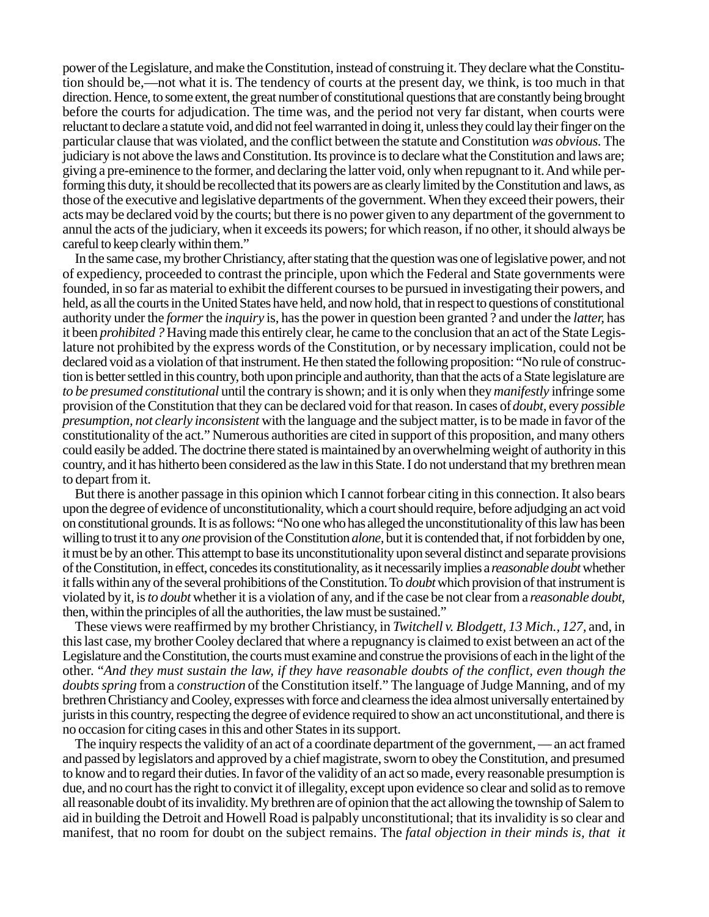power of the Legislature, and make the Constitution, instead of construing it. They declare what the Constitution should be,—not what it is. The tendency of courts at the present day, we think, is too much in that direction. Hence, to some extent, the great number of constitutional questions that are constantly being brought before the courts for adjudication. The time was, and the period not very far distant, when courts were reluctant to declare a statute void, and did not feel warranted in doing it, unless they could lay their finger on the particular clause that was violated, and the conflict between the statute and Constitution *was obvious.* The judiciary is not above the laws and Constitution. Its province is to declare what the Constitution and laws are; giving a pre-eminence to the former, and declaring the latter void, only when repugnant to it. And while performing this duty, it should be recollected that its powers are as clearly limited by the Constitution and laws, as those of the executive and legislative departments of the government. When they exceed their powers, their acts may be declared void by the courts; but there is no power given to any department of the government to annul the acts of the judiciary, when it exceeds its powers; for which reason, if no other, it should always be careful to keep clearly within them."

In the same case, my brother Christiancy, after stating that the question was one of legislative power, and not of expediency, proceeded to contrast the principle, upon which the Federal and State governments were founded, in so far as material to exhibit the different courses to be pursued in investigating their powers, and held, as all the courts in the United States have held, and now hold, that in respect to questions of constitutional authority under the *former* the *inquiry* is, has the power in question been granted ? and under the *latter,* has it been *prohibited ?* Having made this entirely clear, he came to the conclusion that an act of the State Legislature not prohibited by the express words of the Constitution, or by necessary implication, could not be declared void as a violation of that instrument. He then stated the following proposition: "No rule of construction is better settled in this country, both upon principle and authority, than that the acts of a State legislature are *to be presumed constitutional* until the contrary is shown; and it is only when they *manifestly* infringe some provision of the Constitution that they can be declared void for that reason. In cases of *doubt,* every *possible presumption, not clearly inconsistent* with the language and the subject matter, is to be made in favor of the constitutionality of the act." Numerous authorities are cited in support of this proposition, and many others could easily be added. The doctrine there stated is maintained by an overwhelming weight of authority in this country, and it has hitherto been considered as the law in this State. I do not understand that my brethren mean to depart from it.

But there is another passage in this opinion which I cannot forbear citing in this connection. It also bears upon the degree of evidence of unconstitutionality, which a court should require, before adjudging an act void on constitutional grounds. It is as follows: "No one who has alleged the unconstitutionality of this law has been willing to trust it to any *one* provision of the Constitution *alone,* but it is contended that, if not forbidden by one, it must be by an other. This attempt to base its unconstitutionality upon several distinct and separate provisions of the Constitution, in effect, concedes its constitutionality, as it necessarily implies a *reasonable doubt* whether it falls within any of the several prohibitions of the Constitution. To *doubt* which provision of that instrument is violated by it, is *to doubt* whether it is a violation of any, and if the case be not clear from a *reasonable doubt,* then, within the principles of all the authorities, the law must be sustained."

These views were reaffirmed by my brother Christiancy, in *Twitchell v. Blodgett, 13 Mich., 127*, and, in this last case, my brother Cooley declared that where a repugnancy is claimed to exist between an act of the Legislature and the Constitution, the courts must examine and construe the provisions of each in the light of the other. "*And they must sustain the law, if they have reasonable doubts of the conflict, even though the doubts spring* from a *construction* of the Constitution itself." The language of Judge Manning, and of my brethren Christiancy and Cooley, expresses with force and clearness the idea almost universally entertained by jurists in this country, respecting the degree of evidence required to show an act unconstitutional, and there is no occasion for citing cases in this and other States in its support.

The inquiry respects the validity of an act of a coordinate department of the government, — an act framed and passed by legislators and approved by a chief magistrate, sworn to obey the Constitution, and presumed to know and to regard their duties. In favor of the validity of an act so made, every reasonable presumption is due, and no court has the right to convict it of illegality, except upon evidence so clear and solid as to remove all reasonable doubt of its invalidity. My brethren are of opinion that the act allowing the township of Salem to aid in building the Detroit and Howell Road is palpably unconstitutional; that its invalidity is so clear and manifest, that no room for doubt on the subject remains. The *fatal objection in their minds is, that it*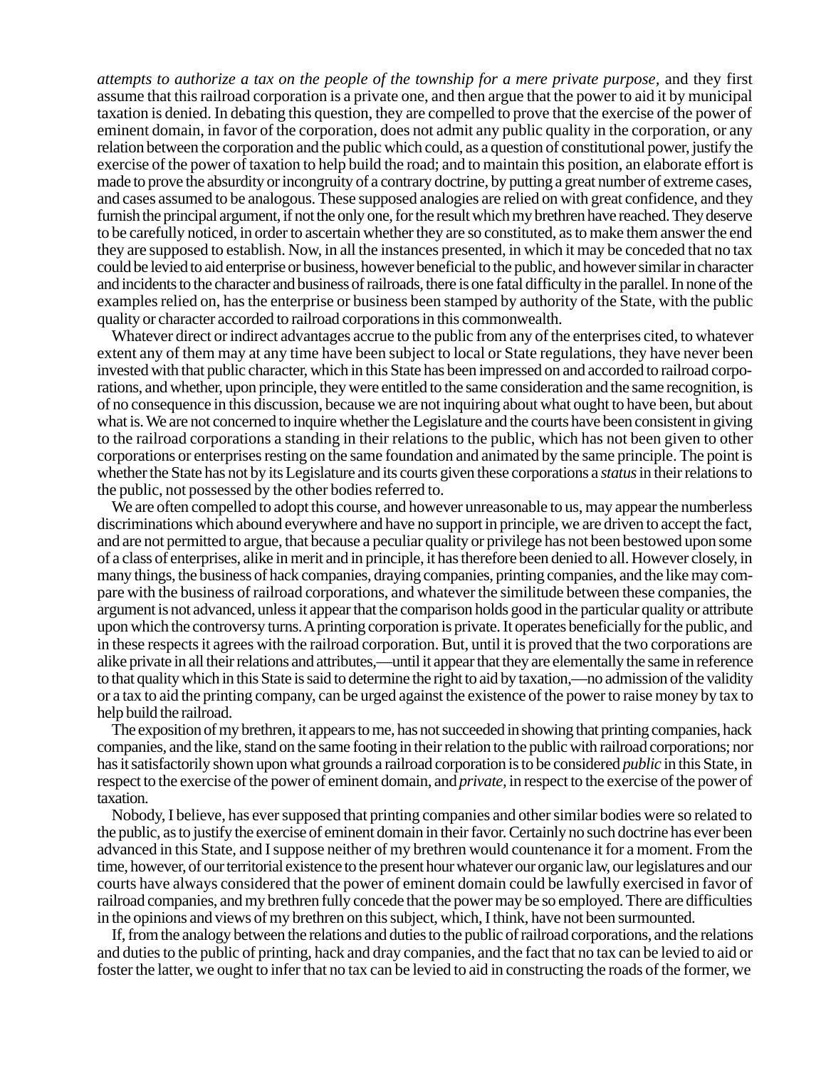*attempts to authorize a tax on the people of the township for a mere private purpose,* and they first assume that this railroad corporation is a private one, and then argue that the power to aid it by municipal taxation is denied. In debating this question, they are compelled to prove that the exercise of the power of eminent domain, in favor of the corporation, does not admit any public quality in the corporation, or any relation between the corporation and the public which could, as a question of constitutional power, justify the exercise of the power of taxation to help build the road; and to maintain this position, an elaborate effort is made to prove the absurdity or incongruity of a contrary doctrine, by putting a great number of extreme cases, and cases assumed to be analogous. These supposed analogies are relied on with great confidence, and they furnish the principal argument, if not the only one, for the result which my brethren have reached. They deserve to be carefully noticed, in order to ascertain whether they are so constituted, as to make them answer the end they are supposed to establish. Now, in all the instances presented, in which it may be conceded that no tax could be levied to aid enterprise or business, however beneficial to the public, and however similar in character and incidents to the character and business of railroads, there is one fatal difficulty in the parallel. In none of the examples relied on, has the enterprise or business been stamped by authority of the State, with the public quality or character accorded to railroad corporations in this commonwealth.

Whatever direct or indirect advantages accrue to the public from any of the enterprises cited, to whatever extent any of them may at any time have been subject to local or State regulations, they have never been invested with that public character, which in this State has been impressed on and accorded to railroad corporations, and whether, upon principle, they were entitled to the same consideration and the same recognition, is of no consequence in this discussion, because we are not inquiring about what ought to have been, but about what is. We are not concerned to inquire whether the Legislature and the courts have been consistent in giving to the railroad corporations a standing in their relations to the public, which has not been given to other corporations or enterprises resting on the same foundation and animated by the same principle. The point is whether the State has not by its Legislature and its courts given these corporations a *status* in their relations to the public, not possessed by the other bodies referred to.

We are often compelled to adopt this course, and however unreasonable to us, may appear the numberless discriminations which abound everywhere and have no support in principle, we are driven to accept the fact, and are not permitted to argue, that because a peculiar quality or privilege has not been bestowed upon some of a class of enterprises, alike in merit and in principle, it has therefore been denied to all. However closely, in many things, the business of hack companies, draying companies, printing companies, and the like may compare with the business of railroad corporations, and whatever the similitude between these companies, the argument is not advanced, unless it appear that the comparison holds good in the particular quality or attribute upon which the controversy turns. A printing corporation is private. It operates beneficially for the public, and in these respects it agrees with the railroad corporation. But, until it is proved that the two corporations are alike private in all their relations and attributes,—until it appear that they are elementally the same in reference to that quality which in this State is said to determine the right to aid by taxation,—no admission of the validity or a tax to aid the printing company, can be urged against the existence of the power to raise money by tax to help build the railroad.

The exposition of my brethren, it appears to me, has not succeeded in showing that printing companies, hack companies, and the like, stand on the same footing in their relation to the public with railroad corporations; nor has it satisfactorily shown upon what grounds a railroad corporation is to be considered *public* in this State, in respect to the exercise of the power of eminent domain, and *private,* in respect to the exercise of the power of taxation.

Nobody, I believe, has ever supposed that printing companies and other similar bodies were so related to the public, as to justify the exercise of eminent domain in their favor. Certainly no such doctrine has ever been advanced in this State, and I suppose neither of my brethren would countenance it for a moment. From the time, however, of our territorial existence to the present hour whatever our organic law, our legislatures and our courts have always considered that the power of eminent domain could be lawfully exercised in favor of railroad companies, and my brethren fully concede that the power may be so employed. There are difficulties in the opinions and views of my brethren on this subject, which, I think, have not been surmounted.

If, from the analogy between the relations and duties to the public of railroad corporations, and the relations and duties to the public of printing, hack and dray companies, and the fact that no tax can be levied to aid or foster the latter, we ought to infer that no tax can be levied to aid in constructing the roads of the former, we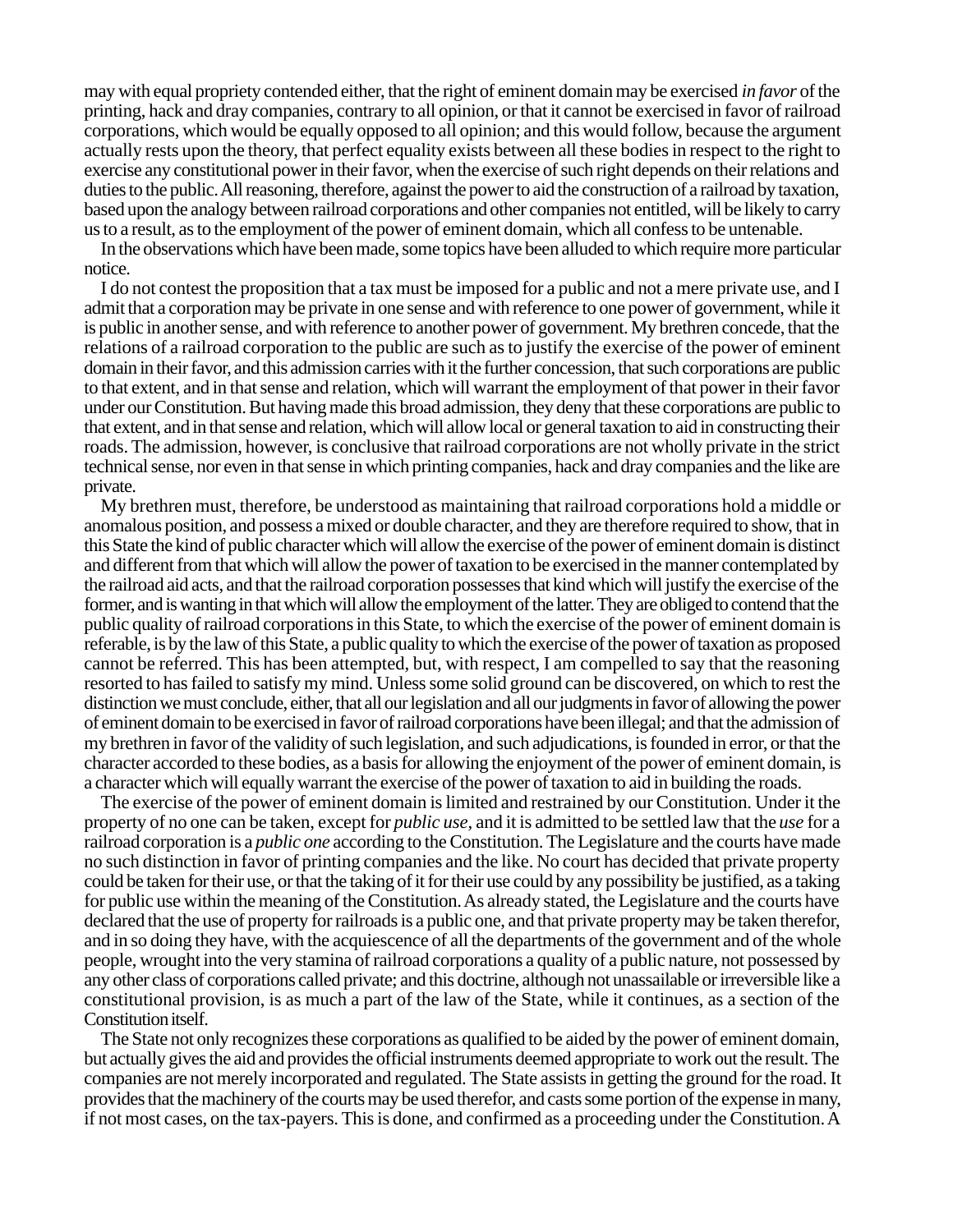may with equal propriety contended either, that the right of eminent domain may be exercised *in favor* of the printing, hack and dray companies, contrary to all opinion, or that it cannot be exercised in favor of railroad corporations, which would be equally opposed to all opinion; and this would follow, because the argument actually rests upon the theory, that perfect equality exists between all these bodies in respect to the right to exercise any constitutional power in their favor, when the exercise of such right depends on their relations and duties to the public. All reasoning, therefore, against the power to aid the construction of a railroad by taxation, based upon the analogy between railroad corporations and other companies not entitled, will be likely to carry us to a result, as to the employment of the power of eminent domain, which all confess to be untenable.

In the observations which have been made, some topics have been alluded to which require more particular notice.

I do not contest the proposition that a tax must be imposed for a public and not a mere private use, and I admit that a corporation may be private in one sense and with reference to one power of government, while it is public in another sense, and with reference to another power of government. My brethren concede, that the relations of a railroad corporation to the public are such as to justify the exercise of the power of eminent domain in their favor, and this admission carries with it the further concession, that such corporations are public to that extent, and in that sense and relation, which will warrant the employment of that power in their favor under our Constitution. But having made this broad admission, they deny that these corporations are public to that extent, and in that sense and relation, which will allow local or general taxation to aid in constructing their roads. The admission, however, is conclusive that railroad corporations are not wholly private in the strict technical sense, nor even in that sense in which printing companies, hack and dray companies and the like are private.

My brethren must, therefore, be understood as maintaining that railroad corporations hold a middle or anomalous position, and possess a mixed or double character, and they are therefore required to show, that in this State the kind of public character which will allow the exercise of the power of eminent domain is distinct and different from that which will allow the power of taxation to be exercised in the manner contemplated by the railroad aid acts, and that the railroad corporation possesses that kind which will justify the exercise of the former, and is wanting in that which will allow the employment of the latter. They are obliged to contend that the public quality of railroad corporations in this State, to which the exercise of the power of eminent domain is referable, is by the law of this State, a public quality to which the exercise of the power of taxation as proposed cannot be referred. This has been attempted, but, with respect, I am compelled to say that the reasoning resorted to has failed to satisfy my mind. Unless some solid ground can be discovered, on which to rest the distinction we must conclude, either, that all our legislation and all our judgments in favor of allowing the power of eminent domain to be exercised in favor of railroad corporations have been illegal; and that the admission of my brethren in favor of the validity of such legislation, and such adjudications, is founded in error, or that the character accorded to these bodies, as a basis for allowing the enjoyment of the power of eminent domain, is a character which will equally warrant the exercise of the power of taxation to aid in building the roads.

The exercise of the power of eminent domain is limited and restrained by our Constitution. Under it the property of no one can be taken, except for *public use*, and it is admitted to be settled law that the *use* for a railroad corporation is a *public one* according to the Constitution. The Legislature and the courts have made no such distinction in favor of printing companies and the like. No court has decided that private property could be taken for their use, or that the taking of it for their use could by any possibility be justified, as a taking for public use within the meaning of the Constitution. As already stated, the Legislature and the courts have declared that the use of property for railroads is a public one, and that private property may be taken therefor, and in so doing they have, with the acquiescence of all the departments of the government and of the whole people, wrought into the very stamina of railroad corporations a quality of a public nature, not possessed by any other class of corporations called private; and this doctrine, although not unassailable or irreversible like a constitutional provision, is as much a part of the law of the State, while it continues, as a section of the Constitution itself.

The State not only recognizes these corporations as qualified to be aided by the power of eminent domain, but actually gives the aid and provides the official instruments deemed appropriate to work out the result. The companies are not merely incorporated and regulated. The State assists in getting the ground for the road. It provides that the machinery of the courts may be used therefor, and casts some portion of the expense in many, if not most cases, on the tax-payers. This is done, and confirmed as a proceeding under the Constitution. A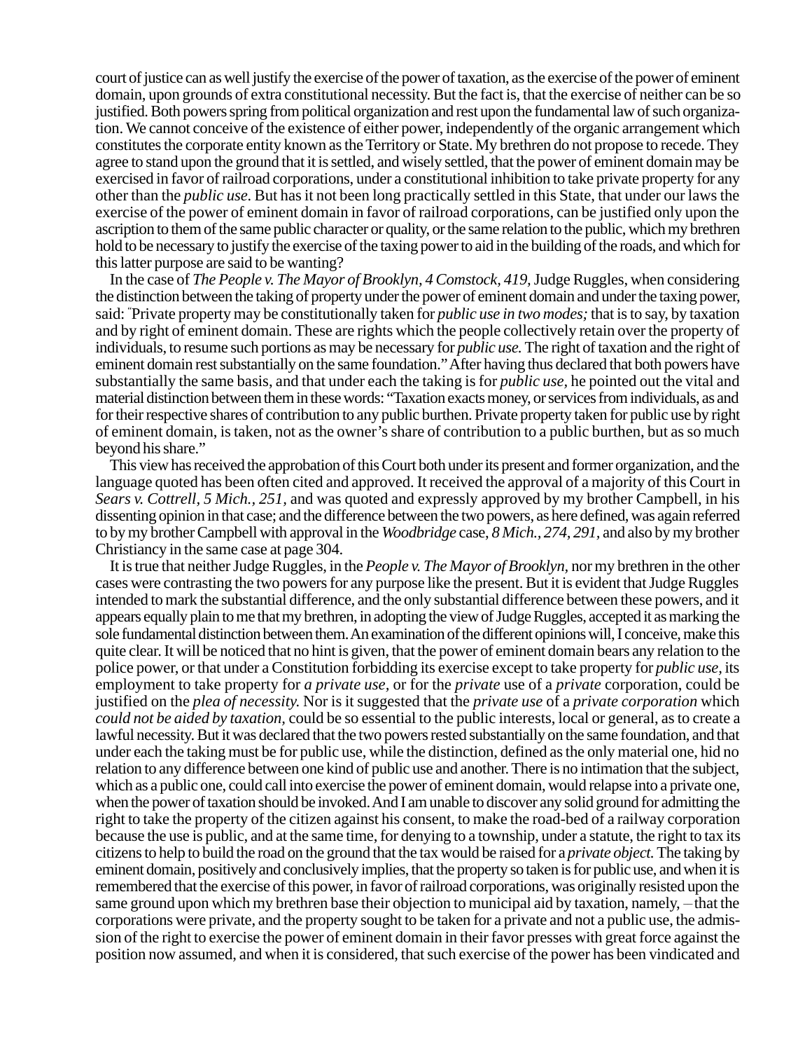court of justice can as well justify the exercise of the power of taxation, as the exercise of the power of eminent domain, upon grounds of extra constitutional necessity. But the fact is, that the exercise of neither can be so justified. Both powers spring from political organization and rest upon the fundamental law of such organization. We cannot conceive of the existence of either power, independently of the organic arrangement which constitutes the corporate entity known as the Territory or State. My brethren do not propose to recede. They agree to stand upon the ground that it is settled, and wisely settled, that the power of eminent domain may be exercised in favor of railroad corporations, under a constitutional inhibition to take private property for any other than the *public use*. But has it not been long practically settled in this State, that under our laws the exercise of the power of eminent domain in favor of railroad corporations, can be justified only upon the ascription to them of the same public character or quality, or the same relation to the public, which my brethren hold to be necessary to justify the exercise of the taxing power to aid in the building of the roads, and which for this latter purpose are said to be wanting?

In the case of *The People v. The Mayor of Brooklyn, 4 Comstock, 419,* Judge Ruggles, when considering the distinction between the taking of property under the power of eminent domain and under the taxing power, said: "Private property may be constitutionally taken for *public use in two modes;* that is to say, by taxation and by right of eminent domain. These are rights which the people collectively retain over the property of individuals, to resume such portions as may be necessary for *public use.* The right of taxation and the right of eminent domain rest substantially on the same foundation." After having thus declared that both powers have substantially the same basis, and that under each the taking is for *public use,* he pointed out the vital and material distinction between them in these words: "Taxation exacts money, or services from individuals, as and for their respective shares of contribution to any public burthen. Private property taken for public use by right of eminent domain, is taken, not as the owner's share of contribution to a public burthen, but as so much beyond his share."

This view has received the approbation of this Court both under its present and former organization, and the language quoted has been often cited and approved. It received the approval of a majority of this Court in *Sears v. Cottrell, 5 Mich., 251,* and was quoted and expressly approved by my brother Campbell, in his dissenting opinion in that case; and the difference between the two powers, as here defined, was again referred to by my brother Campbell with approval in the *Woodbridge* case, *8 Mich., 274, 291,* and also by my brother Christiancy in the same case at page 304.

It is true that neither Judge Ruggles, in the *People v. The Mayor of Brooklyn,* nor my brethren in the other cases were contrasting the two powers for any purpose like the present. But it is evident that Judge Ruggles intended to mark the substantial difference, and the only substantial difference between these powers, and it appears equally plain to me that my brethren, in adopting the view of Judge Ruggles, accepted it as marking the sole fundamental distinction between them. An examination of the different opinions will, I conceive, make this quite clear. It will be noticed that no hint is given, that the power of eminent domain bears any relation to the police power, or that under a Constitution forbidding its exercise except to take property for *public use,* its employment to take property for *a private use,* or for the *private* use of a *private* corporation, could be justified on the *plea of necessity.* Nor is it suggested that the *private use* of a *private corporation* which *could not be aided by taxation,* could be so essential to the public interests, local or general, as to create a lawful necessity. But it was declared that the two powers rested substantially on the same foundation, and that under each the taking must be for public use, while the distinction, defined as the only material one, hid no relation to any difference between one kind of public use and another. There is no intimation that the subject, which as a public one, could call into exercise the power of eminent domain, would relapse into a private one, when the power of taxation should be invoked. And I am unable to discover any solid ground for admitting the right to take the property of the citizen against his consent, to make the road-bed of a railway corporation because the use is public, and at the same time, for denying to a township, under a statute, the right to tax its citizens to help to build the road on the ground that the tax would be raised for a *private object.* The taking by eminent domain, positively and conclusively implies, that the property so taken is for public use, and when it is remembered that the exercise of this power, in favor of railroad corporations, was originally resisted upon the same ground upon which my brethren base their objection to municipal aid by taxation, namely, – that the corporations were private, and the property sought to be taken for a private and not a public use, the admission of the right to exercise the power of eminent domain in their favor presses with great force against the position now assumed, and when it is considered, that such exercise of the power has been vindicated and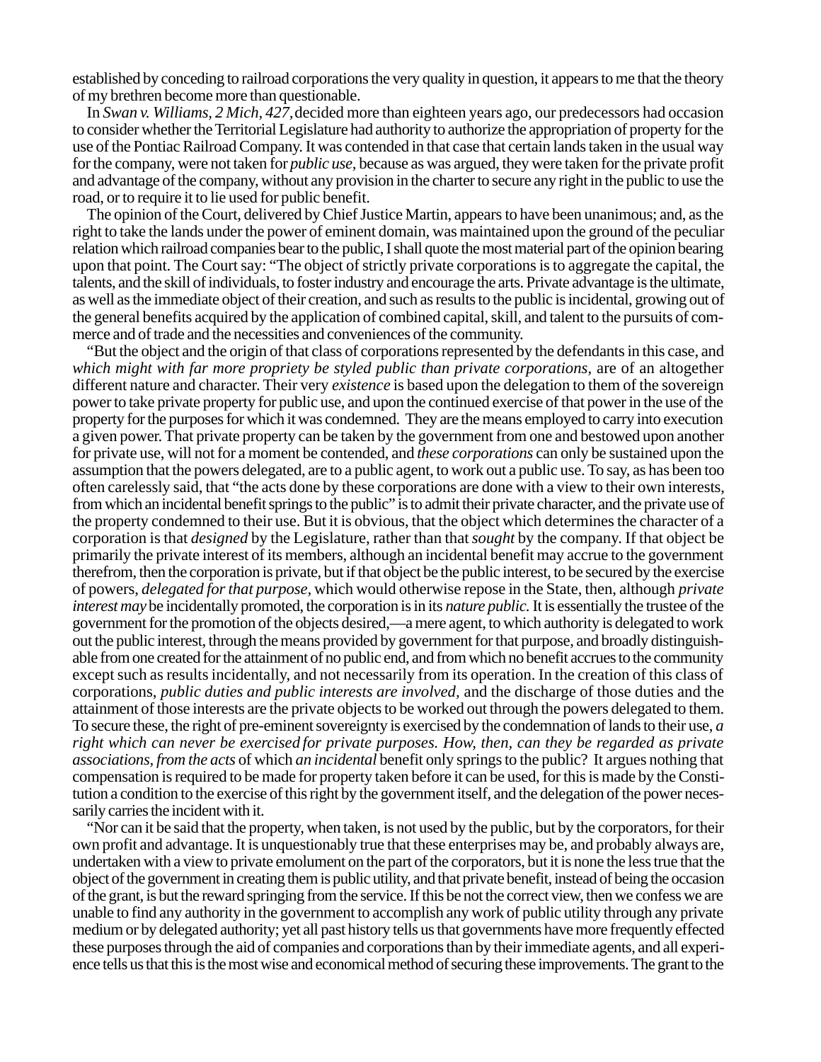established by conceding to railroad corporations the very quality in question, it appears to me that the theory of my brethren become more than questionable.

In *Swan v. Williams, 2 Mich, 427,* decided more than eighteen years ago, our predecessors had occasion to consider whether the Territorial Legislature had authority to authorize the appropriation of property for the use of the Pontiac Railroad Company. It was contended in that case that certain lands taken in the usual way for the company, were not taken for *public use,* because as was argued, they were taken for the private profit and advantage of the company, without any provision in the charter to secure any right in the public to use the road, or to require it to lie used for public benefit.

The opinion of the Court, delivered by Chief Justice Martin, appears to have been unanimous; and, as the right to take the lands under the power of eminent domain, was maintained upon the ground of the peculiar relation which railroad companies bear to the public, I shall quote the most material part of the opinion bearing upon that point. The Court say: "The object of strictly private corporations is to aggregate the capital, the talents, and the skill of individuals, to foster industry and encourage the arts. Private advantage is the ultimate, as well as the immediate object of their creation, and such as results to the public is incidental, growing out of the general benefits acquired by the application of combined capital, skill, and talent to the pursuits of commerce and of trade and the necessities and conveniences of the community.

"But the object and the origin of that class of corporations represented by the defendants in this case, and *which might with far more propriety be styled public than private corporations,* are of an altogether different nature and character. Their very *existence* is based upon the delegation to them of the sovereign power to take private property for public use, and upon the continued exercise of that power in the use of the property for the purposes for which it was condemned. They are the means employed to carry into execution a given power. That private property can be taken by the government from one and bestowed upon another for private use, will not for a moment be contended, and *these corporations* can only be sustained upon the assumption that the powers delegated, are to a public agent, to work out a public use. To say, as has been too often carelessly said, that "the acts done by these corporations are done with a view to their own interests, from which an incidental benefit springs to the public" is to admit their private character, and the private use of the property condemned to their use. But it is obvious, that the object which determines the character of a corporation is that *designed* by the Legislature, rather than that *sought* by the company. If that object be primarily the private interest of its members, although an incidental benefit may accrue to the government therefrom, then the corporation is private, but if that object be the public interest, to be secured by the exercise of powers, *delegated for that purpose,* which would otherwise repose in the State, then, although *private interest may* be incidentally promoted, the corporation is in its *nature public.* It is essentially the trustee of the government for the promotion of the objects desired,—a mere agent, to which authority is delegated to work out the public interest, through the means provided by government for that purpose, and broadly distinguishable from one created for the attainment of no public end, and from which no benefit accrues to the community except such as results incidentally, and not necessarily from its operation. In the creation of this class of corporations, *public duties and public interests are involved,* and the discharge of those duties and the attainment of those interests are the private objects to be worked out through the powers delegated to them. To secure these, the right of pre-eminent sovereignty is exercised by the condemnation of lands to their use, *a right which can never be exercised for private purposes. How, then, can they be regarded as private associations, from the acts* of which *an incidental* benefit only springs to the public? It argues nothing that compensation is required to be made for property taken before it can be used, for this is made by the Constitution a condition to the exercise of this right by the government itself, and the delegation of the power necessarily carries the incident with it.

"Nor can it be said that the property, when taken, is not used by the public, but by the corporators, for their own profit and advantage. It is unquestionably true that these enterprises may be, and probably always are, undertaken with a view to private emolument on the part of the corporators, but it is none the less true that the object of the government in creating them is public utility, and that private benefit, instead of being the occasion of the grant, is but the reward springing from the service. If this be not the correct view, then we confess we are unable to find any authority in the government to accomplish any work of public utility through any private medium or by delegated authority; yet all past history tells us that governments have more frequently effected these purposes through the aid of companies and corporations than by their immediate agents, and all experience tells us that this is the most wise and economical method of securing these improvements. The grant to the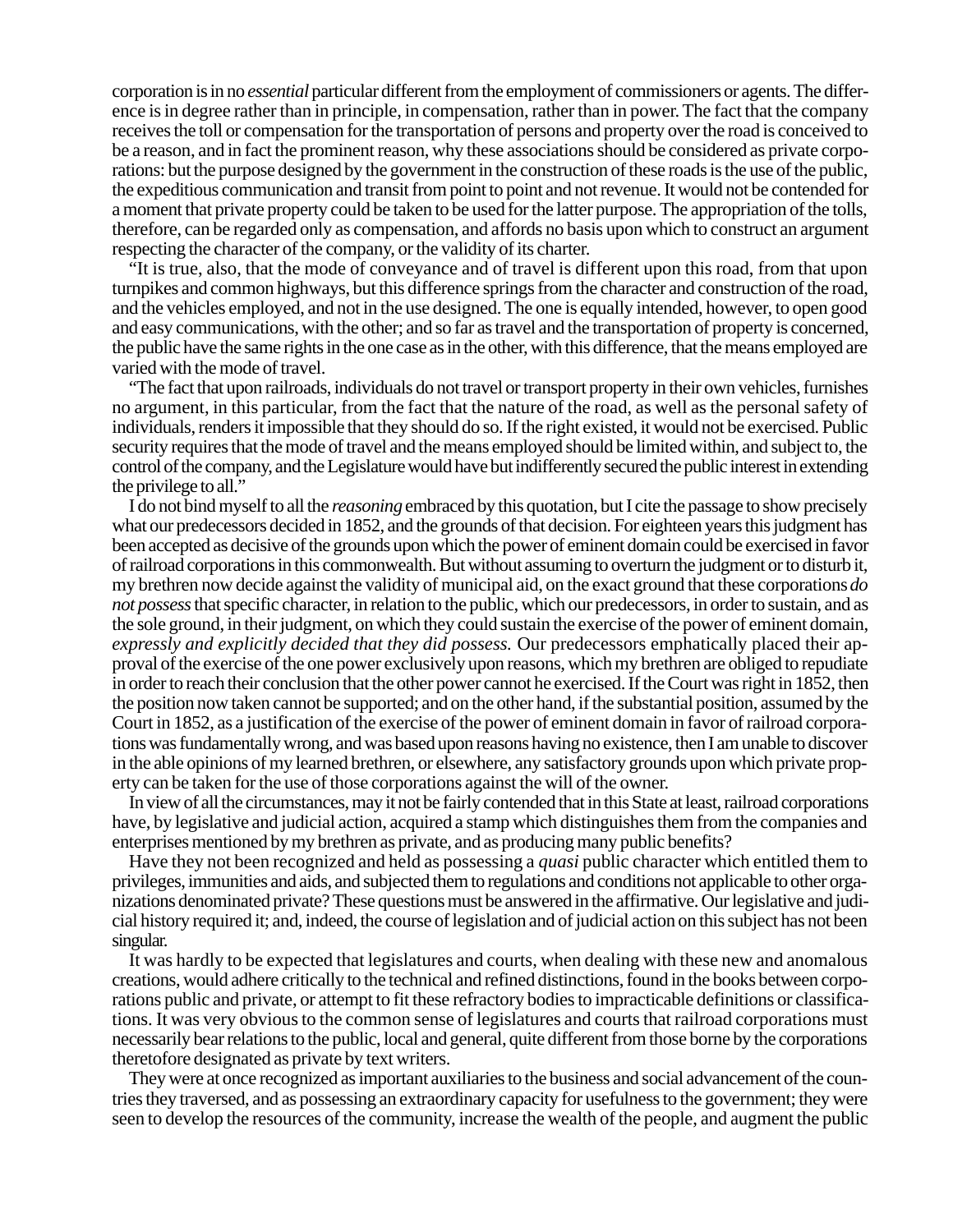corporation is in no *essential* particular different from the employment of commissioners or agents. The difference is in degree rather than in principle, in compensation, rather than in power. The fact that the company receives the toll or compensation for the transportation of persons and property over the road is conceived to be a reason, and in fact the prominent reason, why these associations should be considered as private corporations: but the purpose designed by the government in the construction of these roads is the use of the public, the expeditious communication and transit from point to point and not revenue. It would not be contended for a moment that private property could be taken to be used for the latter purpose. The appropriation of the tolls, therefore, can be regarded only as compensation, and affords no basis upon which to construct an argument respecting the character of the company, or the validity of its charter.

"It is true, also, that the mode of conveyance and of travel is different upon this road, from that upon turnpikes and common highways, but this difference springs from the character and construction of the road, and the vehicles employed, and not in the use designed. The one is equally intended, however, to open good and easy communications, with the other; and so far as travel and the transportation of property is concerned, the public have the same rights in the one case as in the other, with this difference, that the means employed are varied with the mode of travel.

"The fact that upon railroads, individuals do not travel or transport property in their own vehicles, furnishes no argument, in this particular, from the fact that the nature of the road, as well as the personal safety of individuals, renders it impossible that they should do so. If the right existed, it would not be exercised. Public security requires that the mode of travel and the means employed should be limited within, and subject to, the control of the company, and the Legislature would have but indifferently secured the public interest in extending the privilege to all."

I do not bind myself to all the *reasoning* embraced by this quotation, but I cite the passage to show precisely what our predecessors decided in 1852, and the grounds of that decision. For eighteen years this judgment has been accepted as decisive of the grounds upon which the power of eminent domain could be exercised in favor of railroad corporations in this commonwealth. But without assuming to overturn the judgment or to disturb it, my brethren now decide against the validity of municipal aid, on the exact ground that these corporations *do not possess* that specific character, in relation to the public, which our predecessors, in order to sustain, and as the sole ground, in their judgment, on which they could sustain the exercise of the power of eminent domain, *expressly and explicitly decided that they did possess.* Our predecessors emphatically placed their approval of the exercise of the one power exclusively upon reasons, which my brethren are obliged to repudiate in order to reach their conclusion that the other power cannot he exercised. If the Court was right in 1852, then the position now taken cannot be supported; and on the other hand, if the substantial position, assumed by the Court in 1852, as a justification of the exercise of the power of eminent domain in favor of railroad corporations was fundamentally wrong, and was based upon reasons having no existence, then I am unable to discover in the able opinions of my learned brethren, or elsewhere, any satisfactory grounds upon which private property can be taken for the use of those corporations against the will of the owner.

In view of all the circumstances, may it not be fairly contended that in this State at least, railroad corporations have, by legislative and judicial action, acquired a stamp which distinguishes them from the companies and enterprises mentioned by my brethren as private, and as producing many public benefits?

Have they not been recognized and held as possessing a *quasi* public character which entitled them to privileges, immunities and aids, and subjected them to regulations and conditions not applicable to other organizations denominated private? These questions must be answered in the affirmative. Our legislative and judicial history required it; and, indeed, the course of legislation and of judicial action on this subject has not been singular.

It was hardly to be expected that legislatures and courts, when dealing with these new and anomalous creations, would adhere critically to the technical and refined distinctions, found in the books between corporations public and private, or attempt to fit these refractory bodies to impracticable definitions or classifications. It was very obvious to the common sense of legislatures and courts that railroad corporations must necessarily bear relations to the public, local and general, quite different from those borne by the corporations theretofore designated as private by text writers.

They were at once recognized as important auxiliaries to the business and social advancement of the countries they traversed, and as possessing an extraordinary capacity for usefulness to the government; they were seen to develop the resources of the community, increase the wealth of the people, and augment the public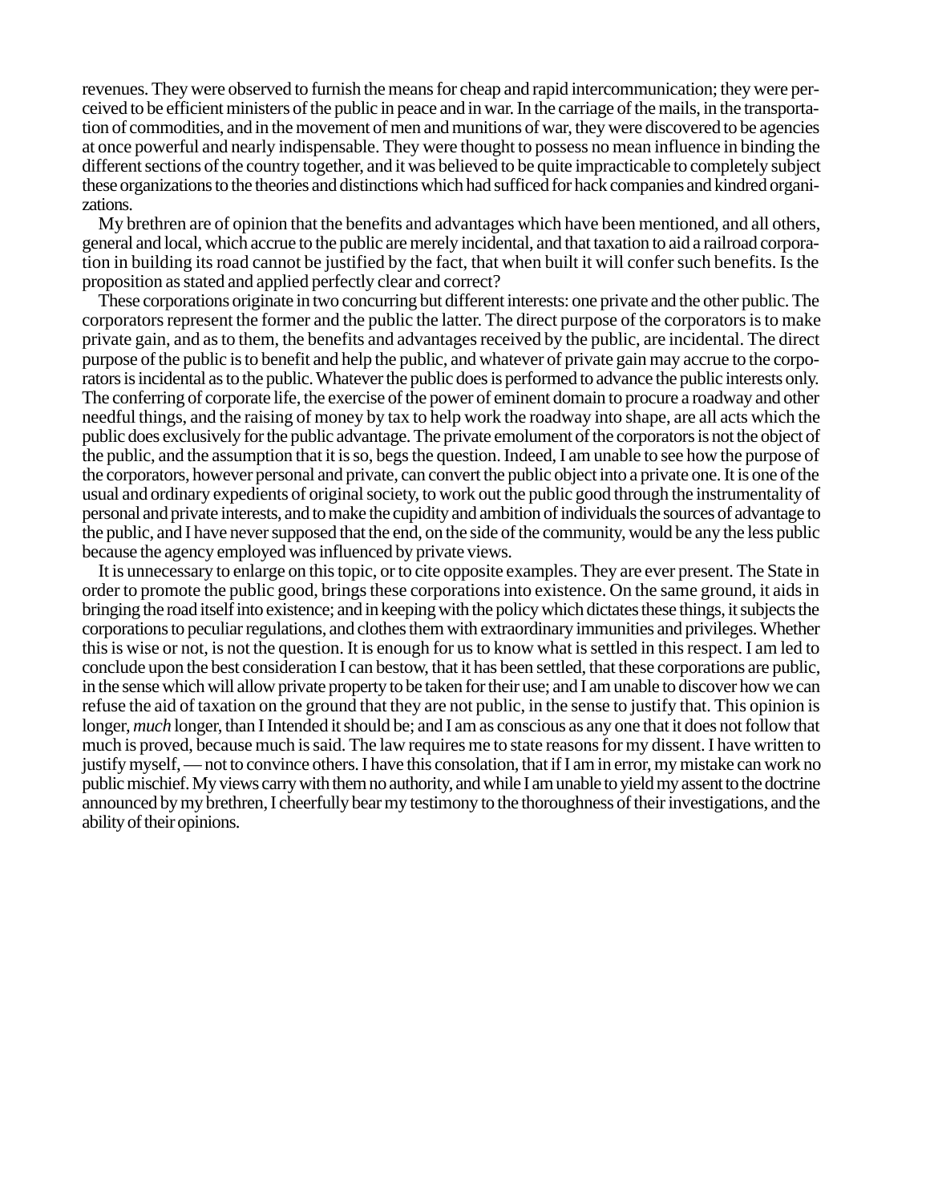revenues. They were observed to furnish the means for cheap and rapid intercommunication; they were perceived to be efficient ministers of the public in peace and in war. In the carriage of the mails, in the transportation of commodities, and in the movement of men and munitions of war, they were discovered to be agencies at once powerful and nearly indispensable. They were thought to possess no mean influence in binding the different sections of the country together, and it was believed to be quite impracticable to completely subject these organizations to the theories and distinctions which had sufficed for hack companies and kindred organizations.

My brethren are of opinion that the benefits and advantages which have been mentioned, and all others, general and local, which accrue to the public are merely incidental, and that taxation to aid a railroad corporation in building its road cannot be justified by the fact, that when built it will confer such benefits. Is the proposition as stated and applied perfectly clear and correct?

These corporations originate in two concurring but different interests: one private and the other public. The corporators represent the former and the public the latter. The direct purpose of the corporators is to make private gain, and as to them, the benefits and advantages received by the public, are incidental. The direct purpose of the public is to benefit and help the public, and whatever of private gain may accrue to the corporators is incidental as to the public. Whatever the public does is performed to advance the public interests only. The conferring of corporate life, the exercise of the power of eminent domain to procure a roadway and other needful things, and the raising of money by tax to help work the roadway into shape, are all acts which the public does exclusively for the public advantage. The private emolument of the corporators is not the object of the public, and the assumption that it is so, begs the question. Indeed, I am unable to see how the purpose of the corporators, however personal and private, can convert the public object into a private one. It is one of the usual and ordinary expedients of original society, to work out the public good through the instrumentality of personal and private interests, and to make the cupidity and ambition of individuals the sources of advantage to the public, and I have never supposed that the end, on the side of the community, would be any the less public because the agency employed was influenced by private views.

It is unnecessary to enlarge on this topic, or to cite opposite examples. They are ever present. The State in order to promote the public good, brings these corporations into existence. On the same ground, it aids in bringing the road itself into existence; and in keeping with the policy which dictates these things, it subjects the corporations to peculiar regulations, and clothes them with extraordinary immunities and privileges. Whether this is wise or not, is not the question. It is enough for us to know what is settled in this respect. I am led to conclude upon the best consideration I can bestow, that it has been settled, that these corporations are public, in the sense which will allow private property to be taken for their use; and I am unable to discover how we can refuse the aid of taxation on the ground that they are not public, in the sense to justify that. This opinion is longer, *much* longer, than I Intended it should be; and I am as conscious as any one that it does not follow that much is proved, because much is said. The law requires me to state reasons for my dissent. I have written to justify myself, — not to convince others. I have this consolation, that if I am in error, my mistake can work no public mischief. My views carry with them no authority, and while I am unable to yield my assent to the doctrine announced by my brethren, I cheerfully bear my testimony to the thoroughness of their investigations, and the ability of their opinions.